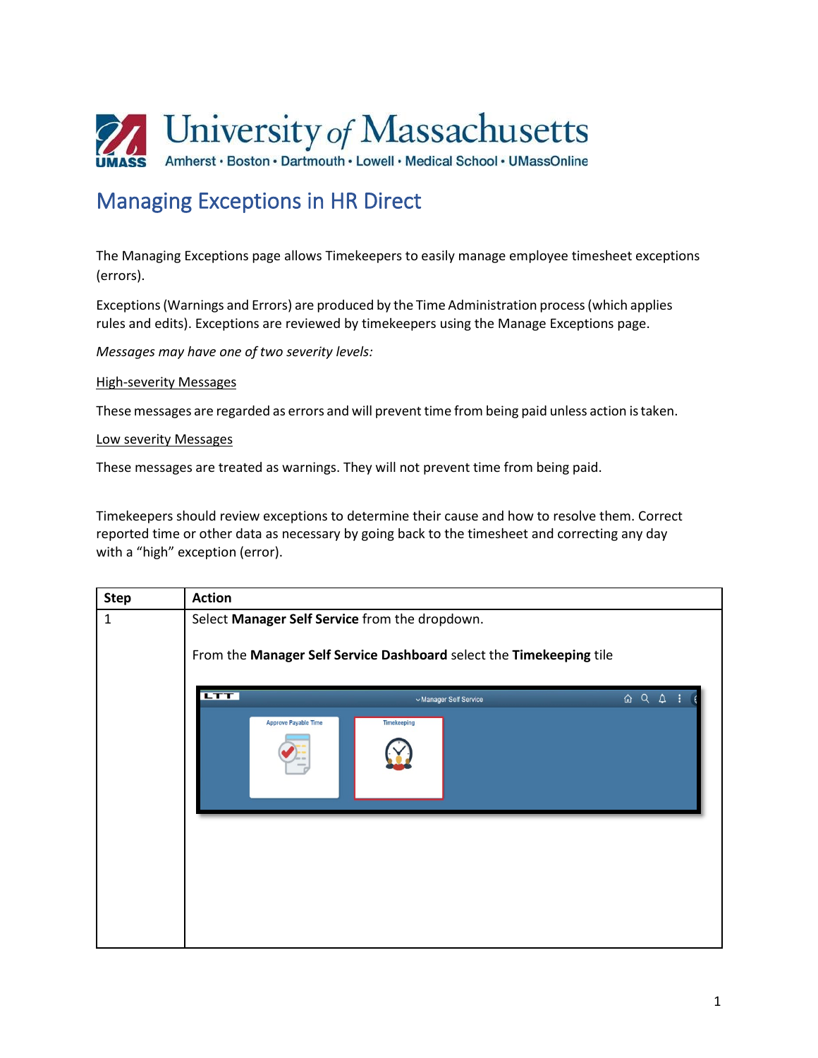# University of Massachusetts

Amherst • Boston • Dartmouth • Lowell • Medical School • UMassOnline

## Managing Exceptions in HR Direct

The Managing Exceptions page allows Timekeepers to easily manage employee timesheet exceptions (errors).

Exceptions (Warnings and Errors) are produced by the Time Administration process (which applies rules and edits). Exceptions are reviewed by timekeepers using the Manage Exceptions page.

*Messages may have one of two severity levels:*

High-severity Messages

These messages are regarded as errors and will prevent time from being paid unless action is taken.

Low severity Messages

These messages are treated as warnings. They will not prevent time from being paid.

Timekeepers should review exceptions to determine their cause and how to resolve them. Correct reported time or other data as necessary by going back to the timesheet and correcting any day with a "high" exception (error).

| Step | Action |
| --- | --- |
| 1 | Select **Manager Self Service** from the dropdown.<br><br>From the **Manager Self Service Dashboard** select the **Timekeeping** tile |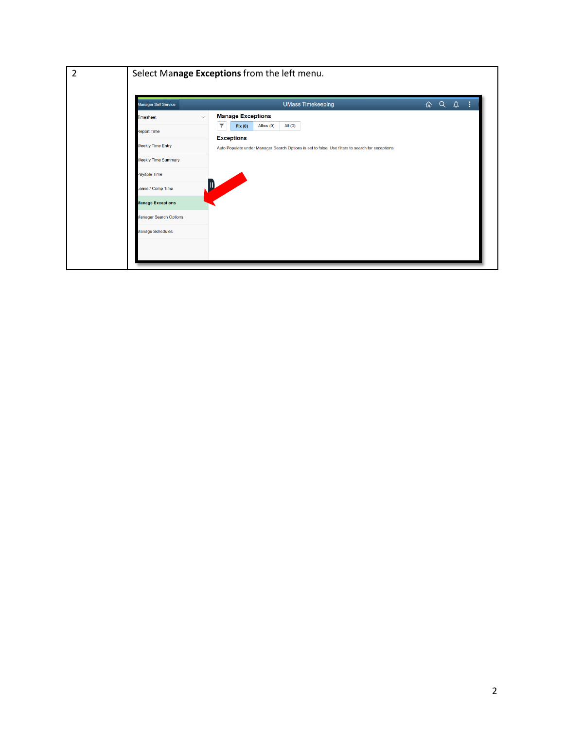| | |
|---|---|
| 2 | Select Ma**nage Exceptions** from the left menu. |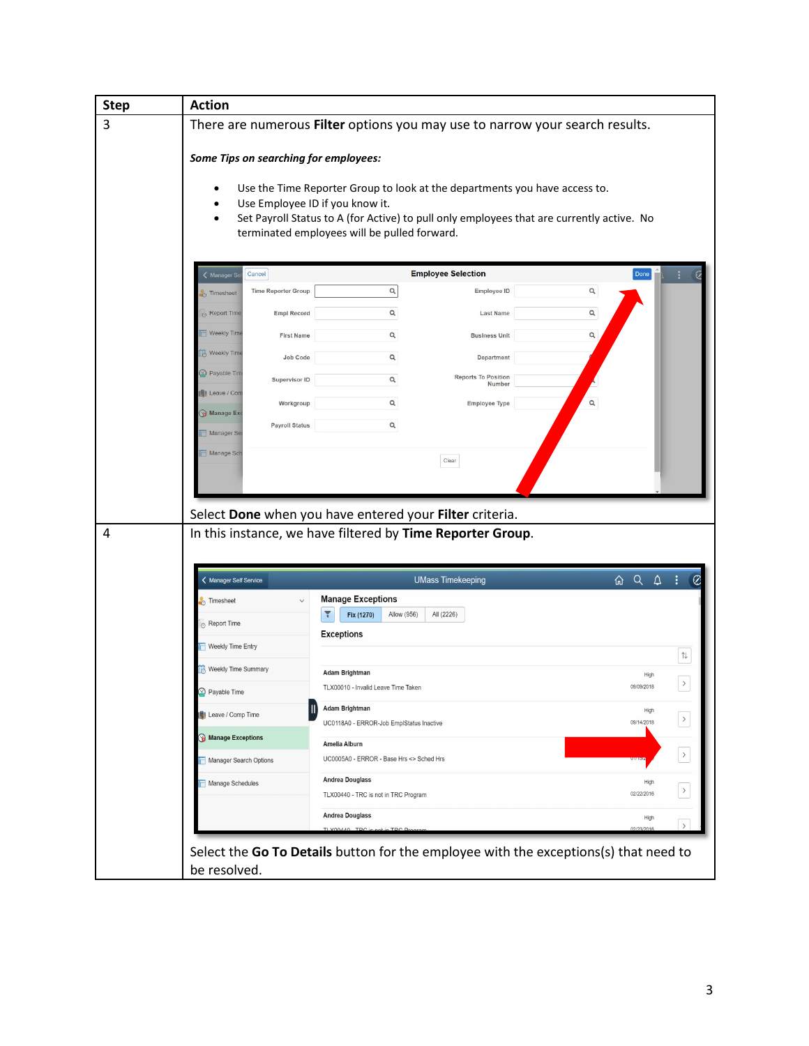| Step | Action |
| --- | --- |
| 3 | There are numerous **Filter** options you may use to narrow your search results.<br><br>***Some Tips on searching for employees:***<br><br>• Use the Time Reporter Group to look at the departments you have access to.<br>• Use Employee ID if you know it.<br>• Set Payroll Status to A (for Active) to pull only employees that are currently active. No terminated employees will be pulled forward.<br><br>Select **Done** when you have entered your **Filter** criteria. |
| 4 | In this instance, we have filtered by **Time Reporter Group**.<br><br>Select the **Go To Details** button for the employee with the exceptions(s) that need to be resolved. |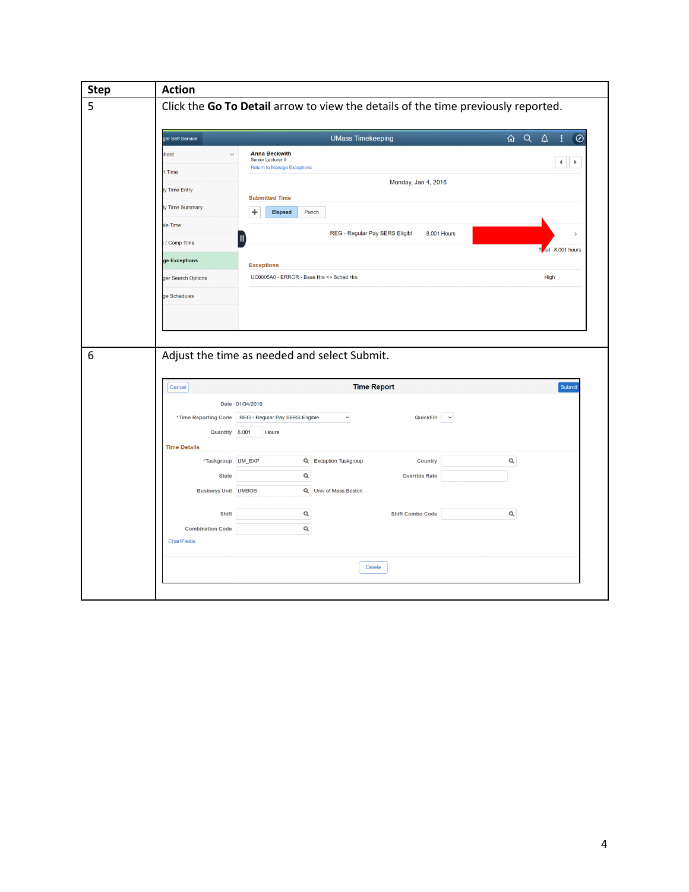| Step | Action |
| --- | --- |
| 5 | Click the **Go To Detail** arrow to view the details of the time previously reported. |
| 6 | Adjust the time as needed and select Submit. |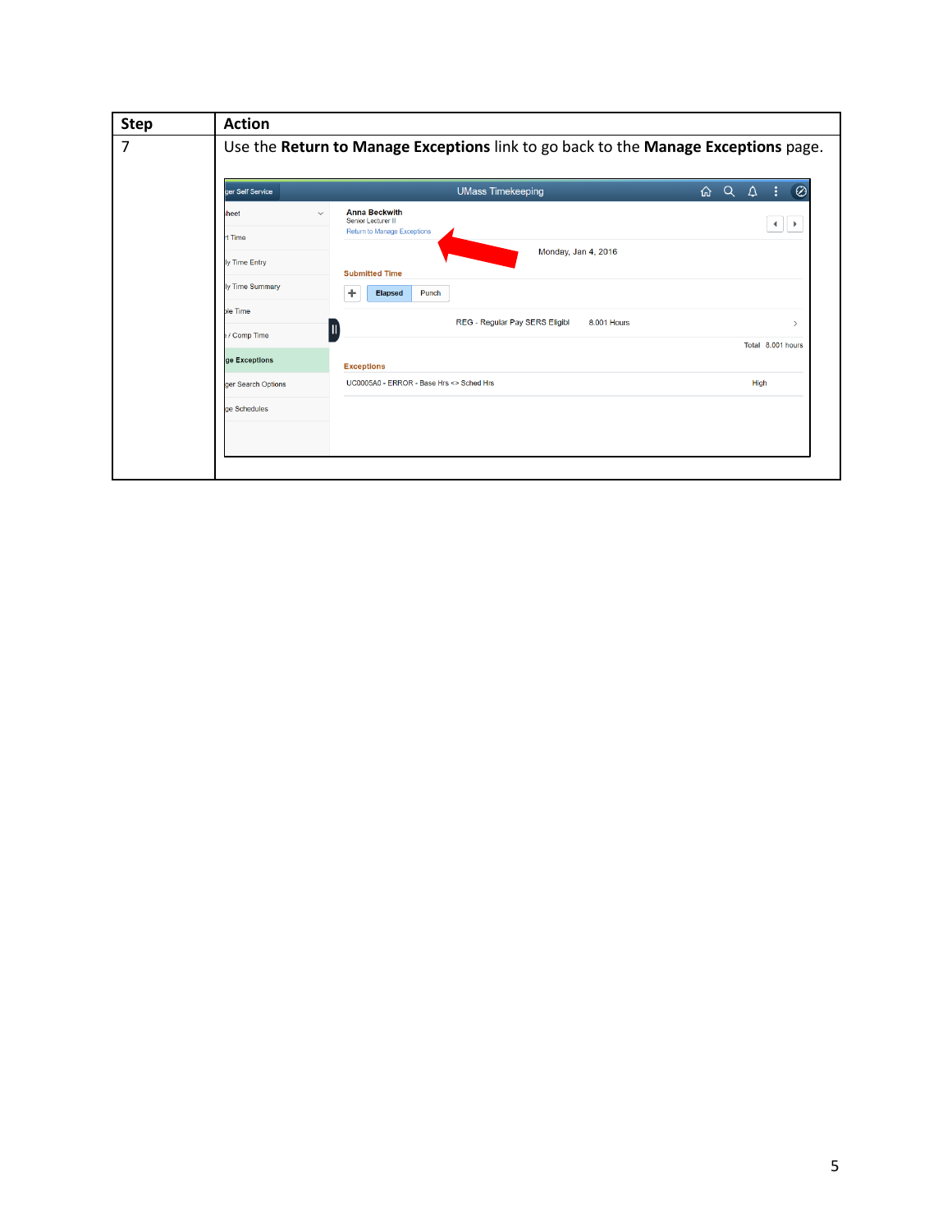| Step | Action |
| --- | --- |
| 7 | Use the **Return to Manage Exceptions** link to go back to the **Manage Exceptions** page. |